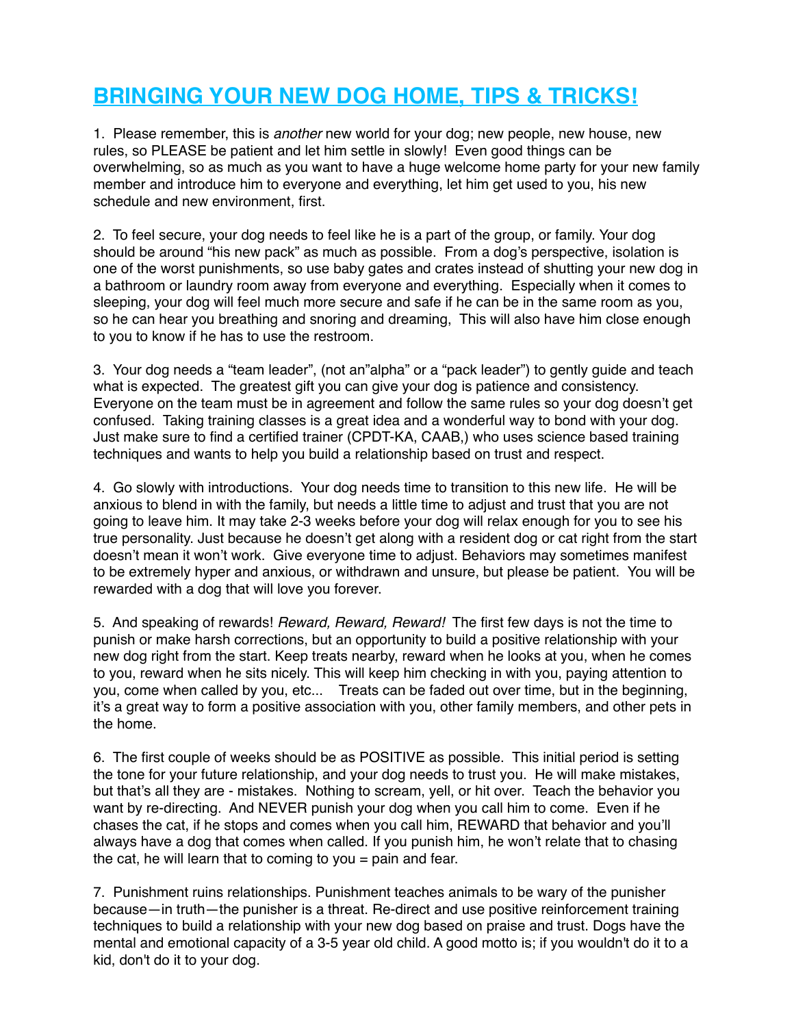# BRINGING YOUR NEW DOG HOME, TIPS & TRICKS!

1. Please remember, this is *another* new world for your dog; new people, new house, new rules, so PLEASE be patient and let him settle in slowly! Even good things can be overwhelming, so as much as you want to have a huge welcome home party for your new family member and introduce him to everyone and everything, let him get used to you, his new schedule and new environment, first.

2. To feel secure, your dog needs to feel like he is a part of the group, or family. Your dog should be around "his new pack" as much as possible. From a dog's perspective, isolation is one of the worst punishments, so use baby gates and crates instead of shutting your new dog in a bathroom or laundry room away from everyone and everything. Especially when it comes to sleeping, your dog will feel much more secure and safe if he can be in the same room as you, so he can hear you breathing and snoring and dreaming, This will also have him close enough to you to know if he has to use the restroom.

3. Your dog needs a "team leader", (not an"alpha" or a "pack leader") to gently guide and teach what is expected. The greatest gift you can give your dog is patience and consistency. Everyone on the team must be in agreement and follow the same rules so your dog doesn't get confused. Taking training classes is a great idea and a wonderful way to bond with your dog. Just make sure to find a certified trainer (CPDT-KA, CAAB,) who uses science based training techniques and wants to help you build a relationship based on trust and respect.

4. Go slowly with introductions. Your dog needs time to transition to this new life. He will be anxious to blend in with the family, but needs a little time to adjust and trust that you are not going to leave him. It may take 2-3 weeks before your dog will relax enough for you to see his true personality. Just because he doesn't get along with a resident dog or cat right from the start doesn't mean it won't work. Give everyone time to adjust. Behaviors may sometimes manifest to be extremely hyper and anxious, or withdrawn and unsure, but please be patient. You will be rewarded with a dog that will love you forever.

5. And speaking of rewards! *Reward, Reward, Reward!* The first few days is not the time to punish or make harsh corrections, but an opportunity to build a positive relationship with your new dog right from the start. Keep treats nearby, reward when he looks at you, when he comes to you, reward when he sits nicely. This will keep him checking in with you, paying attention to you, come when called by you, etc... Treats can be faded out over time, but in the beginning, it's a great way to form a positive association with you, other family members, and other pets in the home.

6. The first couple of weeks should be as POSITIVE as possible. This initial period is setting the tone for your future relationship, and your dog needs to trust you. He will make mistakes, but that's all they are - mistakes. Nothing to scream, yell, or hit over. Teach the behavior you want by re-directing. And NEVER punish your dog when you call him to come. Even if he chases the cat, if he stops and comes when you call him, REWARD that behavior and you'll always have a dog that comes when called. If you punish him, he won't relate that to chasing the cat, he will learn that to coming to you = pain and fear.

7. Punishment ruins relationships. Punishment teaches animals to be wary of the punisher because—in truth—the punisher is a threat. Re-direct and use positive reinforcement training techniques to build a relationship with your new dog based on praise and trust. Dogs have the mental and emotional capacity of a 3-5 year old child. A good motto is; if you wouldn't do it to a kid, don't do it to your dog.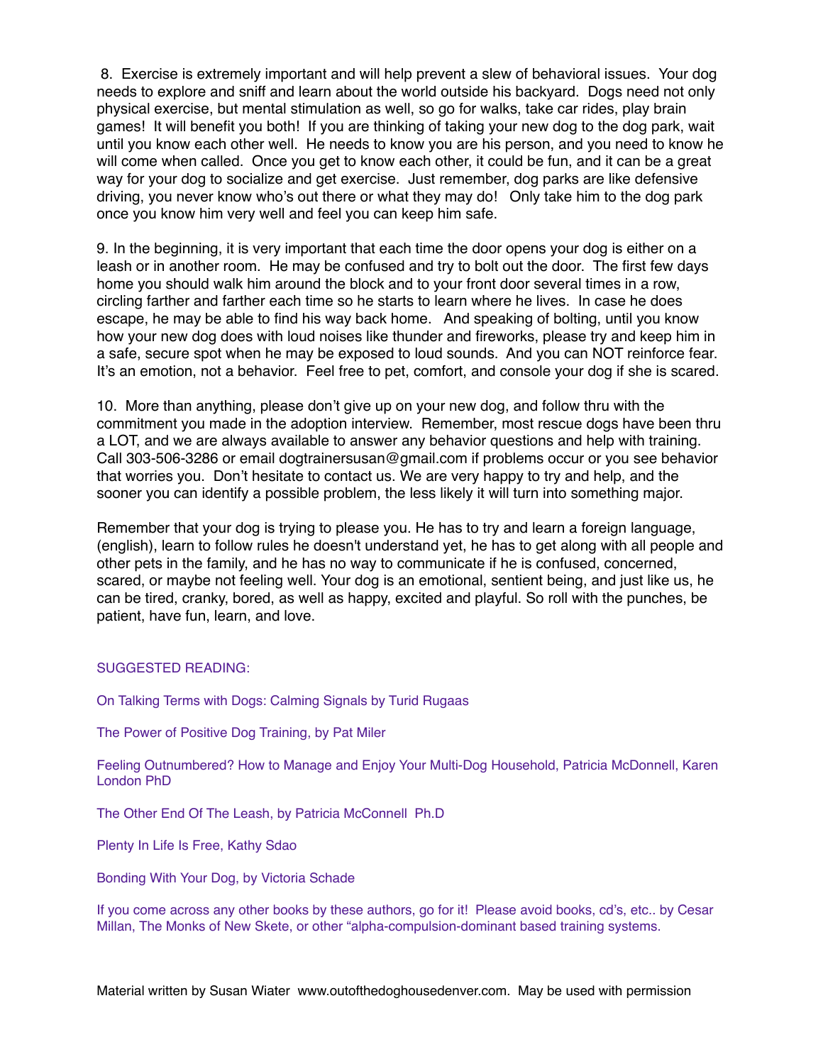8. Exercise is extremely important and will help prevent a slew of behavioral issues. Your dog needs to explore and sniff and learn about the world outside his backyard. Dogs need not only physical exercise, but mental stimulation as well, so go for walks, take car rides, play brain games! It will benefit you both! If you are thinking of taking your new dog to the dog park, wait until you know each other well. He needs to know you are his person, and you need to know he will come when called. Once you get to know each other, it could be fun, and it can be a great way for your dog to socialize and get exercise. Just remember, dog parks are like defensive driving, you never know who's out there or what they may do! Only take him to the dog park once you know him very well and feel you can keep him safe.

9. In the beginning, it is very important that each time the door opens your dog is either on a leash or in another room. He may be confused and try to bolt out the door. The first few days home you should walk him around the block and to your front door several times in a row, circling farther and farther each time so he starts to learn where he lives. In case he does escape, he may be able to find his way back home. And speaking of bolting, until you know how your new dog does with loud noises like thunder and fireworks, please try and keep him in a safe, secure spot when he may be exposed to loud sounds. And you can NOT reinforce fear. It's an emotion, not a behavior. Feel free to pet, comfort, and console your dog if she is scared.

10. More than anything, please don't give up on your new dog, and follow thru with the commitment you made in the adoption interview. Remember, most rescue dogs have been thru a LOT, and we are always available to answer any behavior questions and help with training. Call 303-506-3286 or email dogtrainersusan@gmail.com if problems occur or you see behavior that worries you. Don't hesitate to contact us. We are very happy to try and help, and the sooner you can identify a possible problem, the less likely it will turn into something major.

Remember that your dog is trying to please you. He has to try and learn a foreign language, (english), learn to follow rules he doesn't understand yet, he has to get along with all people and other pets in the family, and he has no way to communicate if he is confused, concerned, scared, or maybe not feeling well. Your dog is an emotional, sentient being, and just like us, he can be tired, cranky, bored, as well as happy, excited and playful. So roll with the punches, be patient, have fun, learn, and love.

SUGGESTED READING:

On Talking Terms with Dogs: Calming Signals by Turid Rugaas

The Power of Positive Dog Training, by Pat Miler

Feeling Outnumbered? How to Manage and Enjoy Your Multi-Dog Household, Patricia McDonnell, Karen London PhD

The Other End Of The Leash, by Patricia McConnell Ph.D

Plenty In Life Is Free, Kathy Sdao

Bonding With Your Dog, by Victoria Schade

If you come across any other books by these authors, go for it! Please avoid books, cd's, etc.. by Cesar Millan, The Monks of New Skete, or other "alpha-compulsion-dominant based training systems.

Material written by Susan Wiater www.outofthedoghousedenver.com. May be used with permission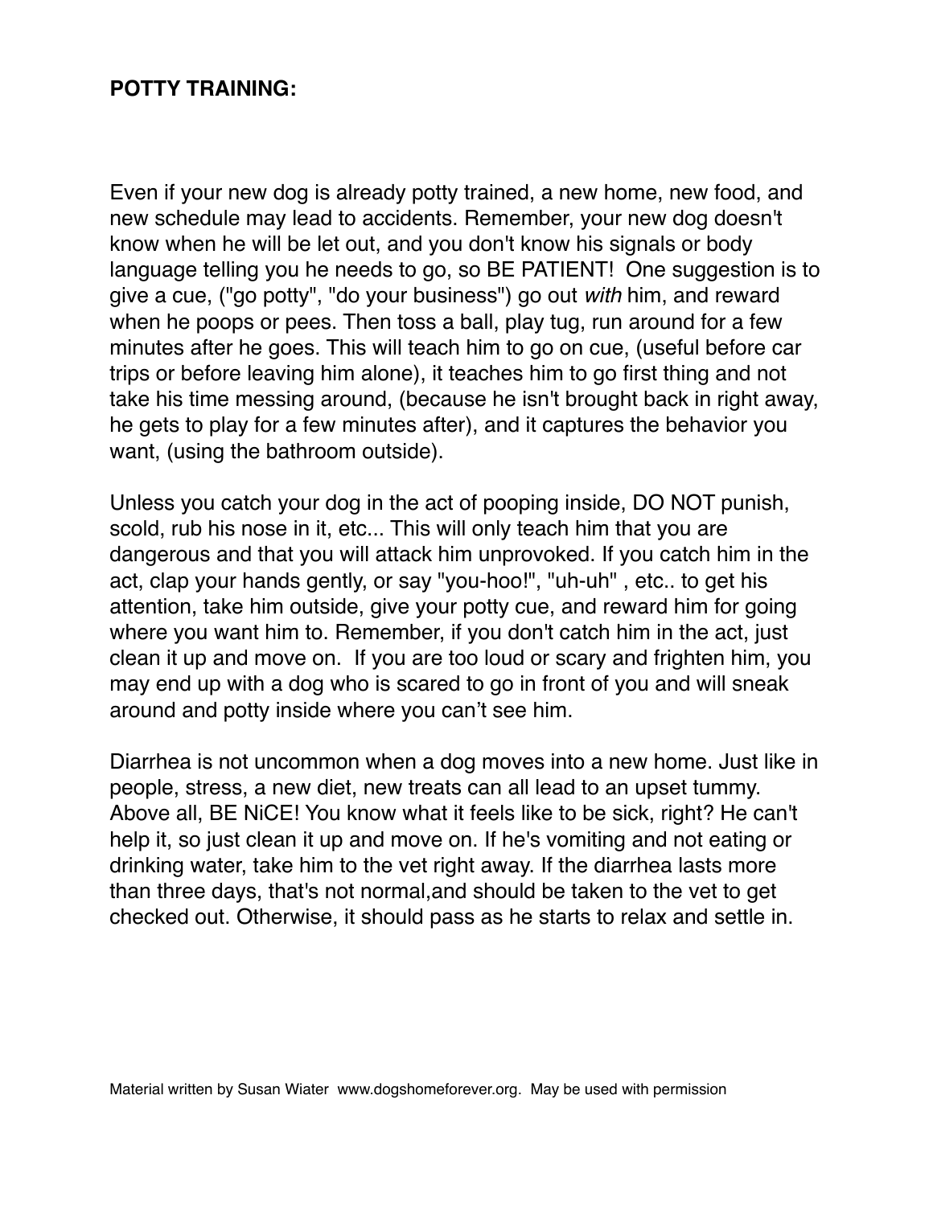**POTTY TRAINING:**

Even if your new dog is already potty trained, a new home, new food, and new schedule may lead to accidents. Remember, your new dog doesn't know when he will be let out, and you don't know his signals or body language telling you he needs to go, so BE PATIENT!  One suggestion is to give a cue, ("go potty", "do your business") go out *with* him, and reward when he poops or pees. Then toss a ball, play tug, run around for a few minutes after he goes. This will teach him to go on cue, (useful before car trips or before leaving him alone), it teaches him to go first thing and not take his time messing around, (because he isn't brought back in right away, he gets to play for a few minutes after), and it captures the behavior you want, (using the bathroom outside).

Unless you catch your dog in the act of pooping inside, DO NOT punish, scold, rub his nose in it, etc... This will only teach him that you are dangerous and that you will attack him unprovoked. If you catch him in the act, clap your hands gently, or say "you-hoo!", "uh-uh" , etc.. to get his attention, take him outside, give your potty cue, and reward him for going where you want him to. Remember, if you don't catch him in the act, just clean it up and move on.  If you are too loud or scary and frighten him, you may end up with a dog who is scared to go in front of you and will sneak around and potty inside where you can't see him.

Diarrhea is not uncommon when a dog moves into a new home. Just like in people, stress, a new diet, new treats can all lead to an upset tummy. Above all, BE NiCE! You know what it feels like to be sick, right? He can't help it, so just clean it up and move on. If he's vomiting and not eating or drinking water, take him to the vet right away. If the diarrhea lasts more than three days, that's not normal,and should be taken to the vet to get checked out. Otherwise, it should pass as he starts to relax and settle in.

Material written by Susan Wiater  www.dogshomeforever.org.  May be used with permission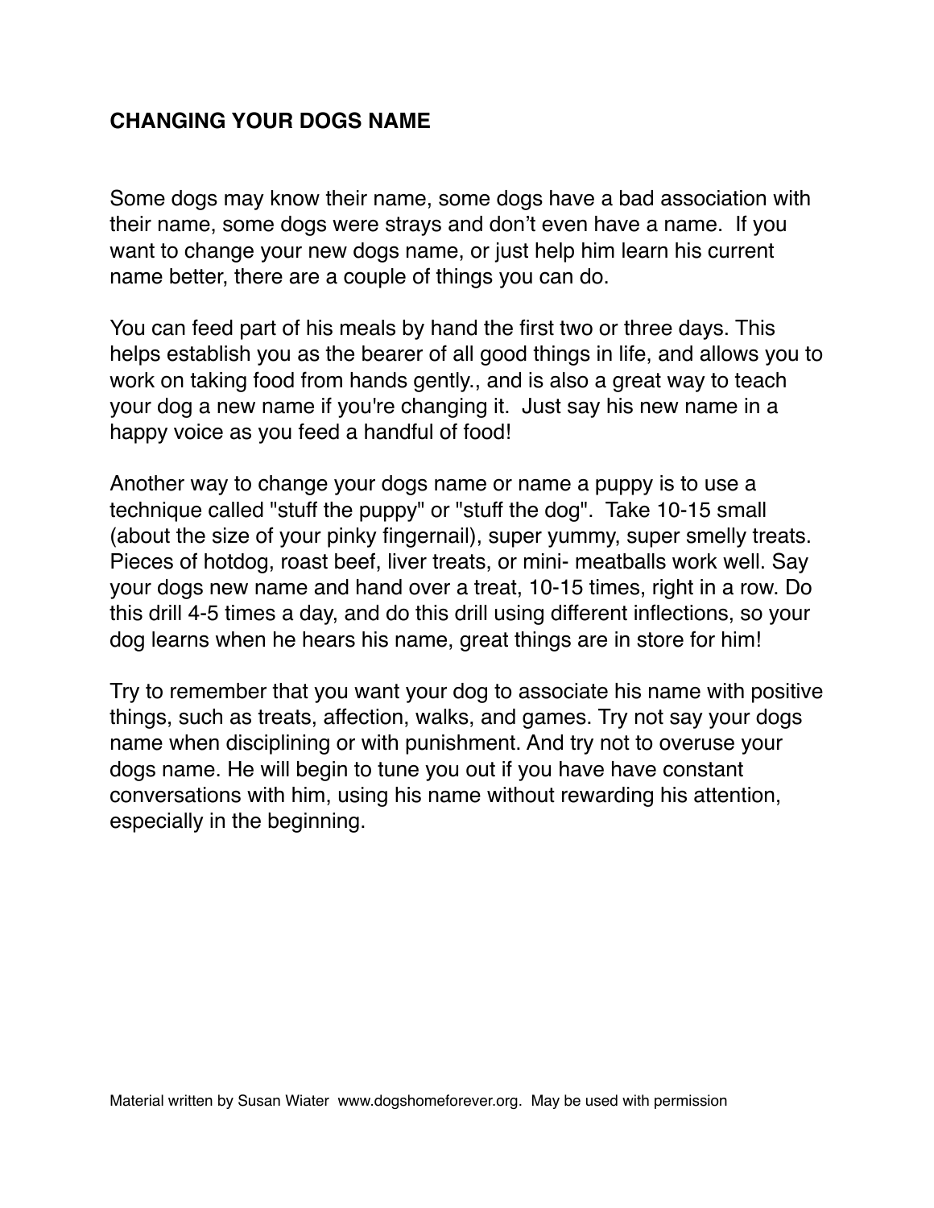## CHANGING YOUR DOGS NAME

Some dogs may know their name, some dogs have a bad association with their name, some dogs were strays and don't even have a name. If you want to change your new dogs name, or just help him learn his current name better, there are a couple of things you can do.

You can feed part of his meals by hand the first two or three days. This helps establish you as the bearer of all good things in life, and allows you to work on taking food from hands gently., and is also a great way to teach your dog a new name if you're changing it. Just say his new name in a happy voice as you feed a handful of food!

Another way to change your dogs name or name a puppy is to use a technique called "stuff the puppy" or "stuff the dog". Take 10-15 small (about the size of your pinky fingernail), super yummy, super smelly treats. Pieces of hotdog, roast beef, liver treats, or mini- meatballs work well. Say your dogs new name and hand over a treat, 10-15 times, right in a row. Do this drill 4-5 times a day, and do this drill using different inflections, so your dog learns when he hears his name, great things are in store for him!

Try to remember that you want your dog to associate his name with positive things, such as treats, affection, walks, and games. Try not say your dogs name when disciplining or with punishment. And try not to overuse your dogs name. He will begin to tune you out if you have have constant conversations with him, using his name without rewarding his attention, especially in the beginning.

Material written by Susan Wiater www.dogshomeforever.org. May be used with permission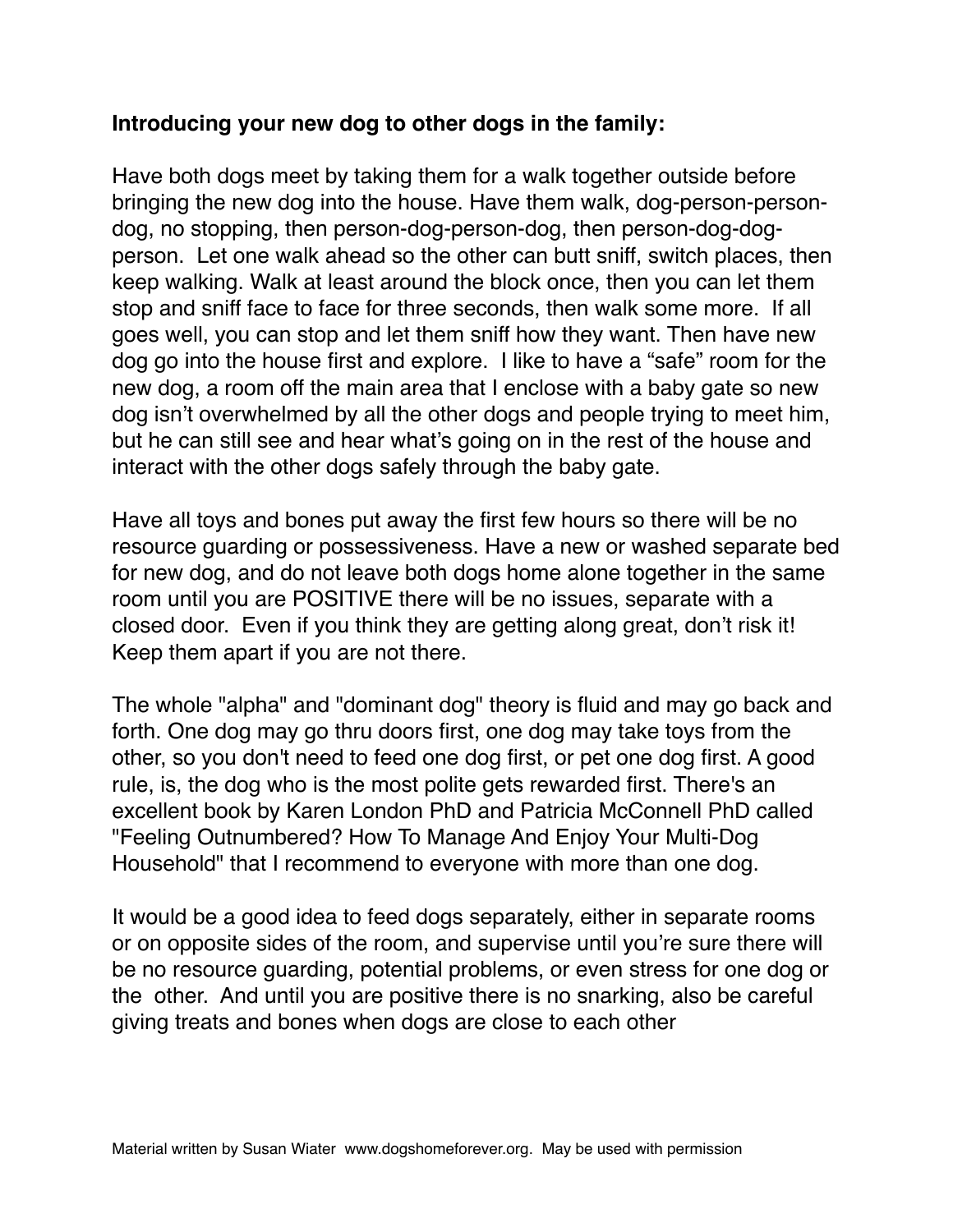**Introducing your new dog to other dogs in the family:**

Have both dogs meet by taking them for a walk together outside before bringing the new dog into the house. Have them walk, dog-person-person-dog, no stopping, then person-dog-person-dog, then person-dog-dog-person. Let one walk ahead so the other can butt sniff, switch places, then keep walking. Walk at least around the block once, then you can let them stop and sniff face to face for three seconds, then walk some more. If all goes well, you can stop and let them sniff how they want. Then have new dog go into the house first and explore. I like to have a "safe" room for the new dog, a room off the main area that I enclose with a baby gate so new dog isn't overwhelmed by all the other dogs and people trying to meet him, but he can still see and hear what's going on in the rest of the house and interact with the other dogs safely through the baby gate.

Have all toys and bones put away the first few hours so there will be no resource guarding or possessiveness. Have a new or washed separate bed for new dog, and do not leave both dogs home alone together in the same room until you are POSITIVE there will be no issues, separate with a closed door. Even if you think they are getting along great, don't risk it! Keep them apart if you are not there.

The whole "alpha" and "dominant dog" theory is fluid and may go back and forth. One dog may go thru doors first, one dog may take toys from the other, so you don't need to feed one dog first, or pet one dog first. A good rule, is, the dog who is the most polite gets rewarded first. There's an excellent book by Karen London PhD and Patricia McConnell PhD called "Feeling Outnumbered? How To Manage And Enjoy Your Multi-Dog Household" that I recommend to everyone with more than one dog.

It would be a good idea to feed dogs separately, either in separate rooms or on opposite sides of the room, and supervise until you're sure there will be no resource guarding, potential problems, or even stress for one dog or the other. And until you are positive there is no snarking, also be careful giving treats and bones when dogs are close to each other

Material written by Susan Wiater www.dogshomeforever.org. May be used with permission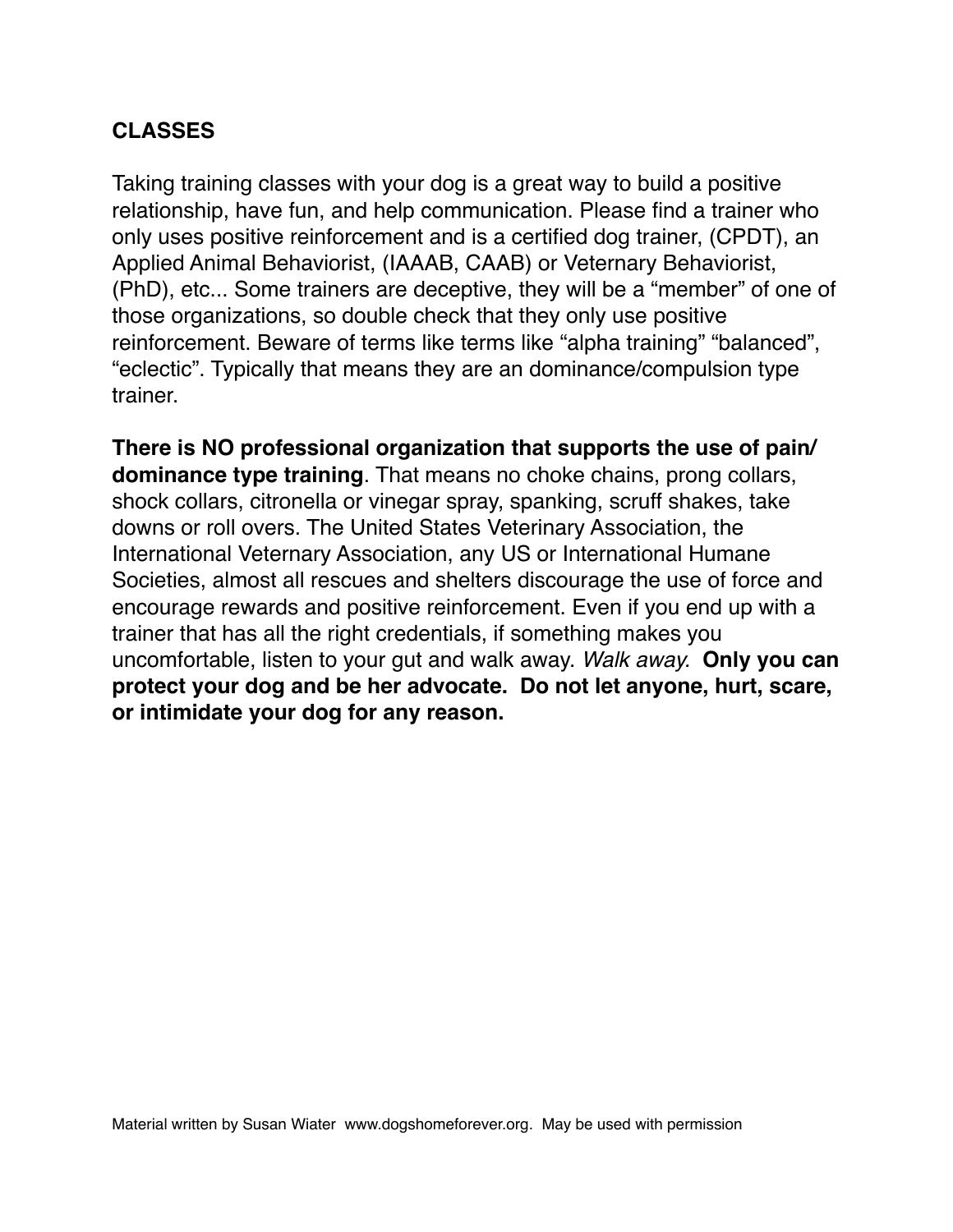**CLASSES**

Taking training classes with your dog is a great way to build a positive relationship, have fun, and help communication. Please find a trainer who only uses positive reinforcement and is a certified dog trainer, (CPDT), an Applied Animal Behaviorist, (IAAAB, CAAB) or Veternary Behaviorist, (PhD), etc... Some trainers are deceptive, they will be a “member” of one of those organizations, so double check that they only use positive reinforcement. Beware of terms like terms like “alpha training” “balanced”, “eclectic”. Typically that means they are an dominance/compulsion type trainer.

**There is NO professional organization that supports the use of pain/ dominance type training**. That means no choke chains, prong collars, shock collars, citronella or vinegar spray, spanking, scruff shakes, take downs or roll overs. The United States Veterinary Association, the International Veternary Association, any US or International Humane Societies, almost all rescues and shelters discourage the use of force and encourage rewards and positive reinforcement. Even if you end up with a trainer that has all the right credentials, if something makes you uncomfortable, listen to your gut and walk away. *Walk away.* **Only you can protect your dog and be her advocate. Do not let anyone, hurt, scare, or intimidate your dog for any reason.**

Material written by Susan Wiater www.dogshomeforever.org. May be used with permission